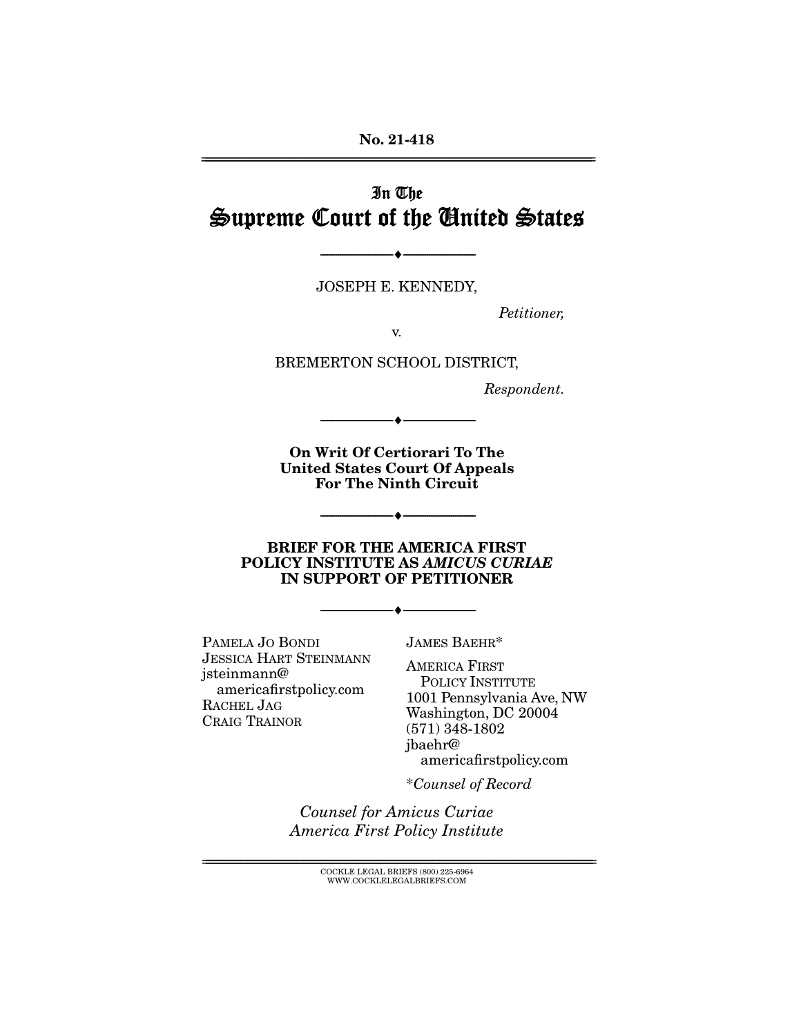**No. 21-418**

---

# In The Supreme Court of the United States

---

JOSEPH E. KENNEDY,

*Petitioner,*

v.

BREMERTON SCHOOL DISTRICT,

*Respondent.*

---

**On Writ Of Certiorari To The United States Court Of Appeals For The Ninth Circuit**

---

**BRIEF FOR THE AMERICA FIRST POLICY INSTITUTE AS *AMICUS CURIAE* IN SUPPORT OF PETITIONER**

---

PAMELA JO BONDI
JESSICA HART STEINMANN
jsteinmann@americafirstpolicy.com
RACHEL JAG
CRAIG TRAINOR

JAMES BAEHR*
AMERICA FIRST POLICY INSTITUTE
1001 Pennsylvania Ave, NW
Washington, DC 20004
(571) 348-1802
jbaehr@americafirstpolicy.com

*\*Counsel of Record*

*Counsel for Amicus Curiae America First Policy Institute*

---

COCKLE LEGAL BRIEFS (800) 225-6964
WWW.COCKLELEGALBRIEFS.COM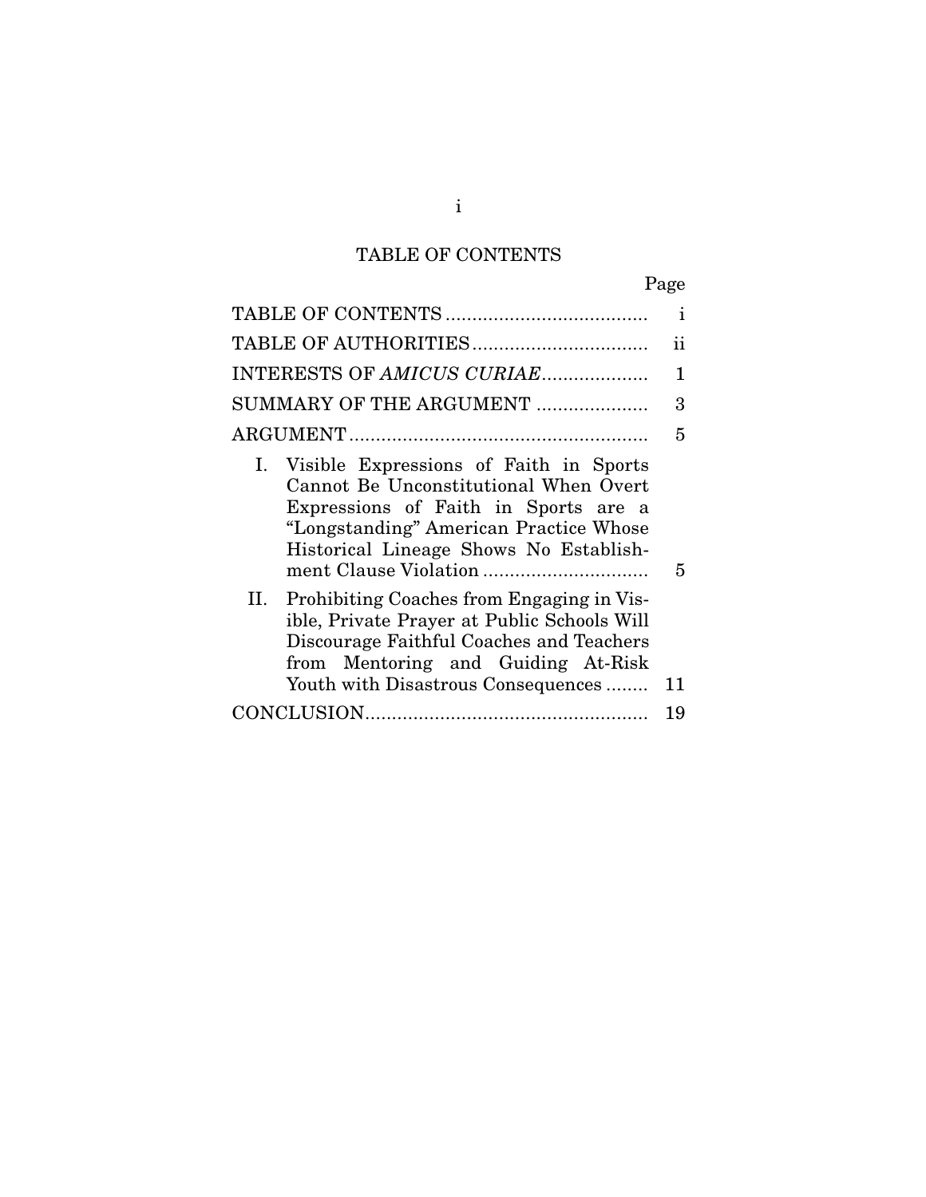# TABLE OF CONTENTS

| | Page |
|---|---|
| TABLE OF CONTENTS | i |
| TABLE OF AUTHORITIES | ii |
| INTERESTS OF *AMICUS CURIAE* | 1 |
| SUMMARY OF THE ARGUMENT | 3 |
| ARGUMENT | 5 |
| I. Visible Expressions of Faith in Sports Cannot Be Unconstitutional When Overt Expressions of Faith in Sports are a "Longstanding" American Practice Whose Historical Lineage Shows No Establishment Clause Violation | 5 |
| II. Prohibiting Coaches from Engaging in Visible, Private Prayer at Public Schools Will Discourage Faithful Coaches and Teachers from Mentoring and Guiding At-Risk Youth with Disastrous Consequences | 11 |
| CONCLUSION | 19 |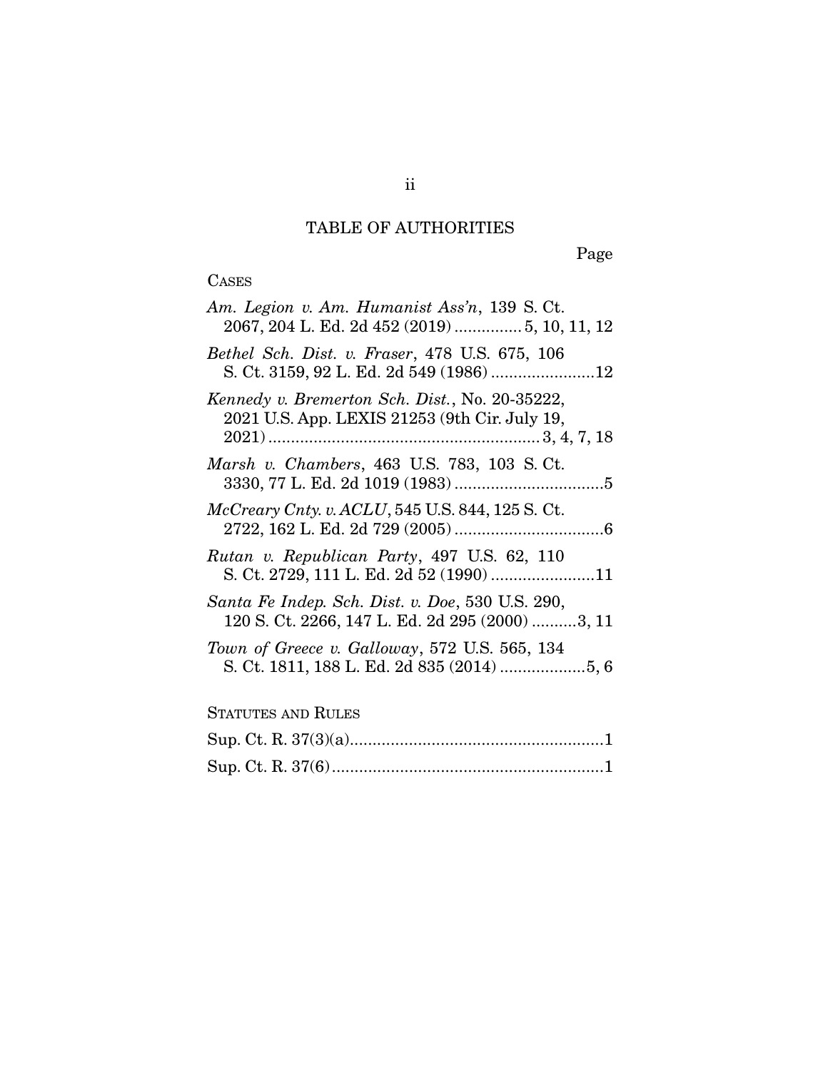# TABLE OF AUTHORITIES

Page

CASES

*Am. Legion v. Am. Humanist Ass'n*, 139 S. Ct. 2067, 204 L. Ed. 2d 452 (2019) ............... 5, 10, 11, 12

*Bethel Sch. Dist. v. Fraser*, 478 U.S. 675, 106 S. Ct. 3159, 92 L. Ed. 2d 549 (1986) .......................12

*Kennedy v. Bremerton Sch. Dist.*, No. 20-35222, 2021 U.S. App. LEXIS 21253 (9th Cir. July 19, 2021) ............................................................ 3, 4, 7, 18

*Marsh v. Chambers*, 463 U.S. 783, 103 S. Ct. 3330, 77 L. Ed. 2d 1019 (1983) .................................5

*McCreary Cnty. v. ACLU*, 545 U.S. 844, 125 S. Ct. 2722, 162 L. Ed. 2d 729 (2005) .................................6

*Rutan v. Republican Party*, 497 U.S. 62, 110 S. Ct. 2729, 111 L. Ed. 2d 52 (1990) .......................11

*Santa Fe Indep. Sch. Dist. v. Doe*, 530 U.S. 290, 120 S. Ct. 2266, 147 L. Ed. 2d 295 (2000) ..........3, 11

*Town of Greece v. Galloway*, 572 U.S. 565, 134 S. Ct. 1811, 188 L. Ed. 2d 835 (2014) ...................5, 6

STATUTES AND RULES

Sup. Ct. R. 37(3)(a).......................................................1

Sup. Ct. R. 37(6)...........................................................1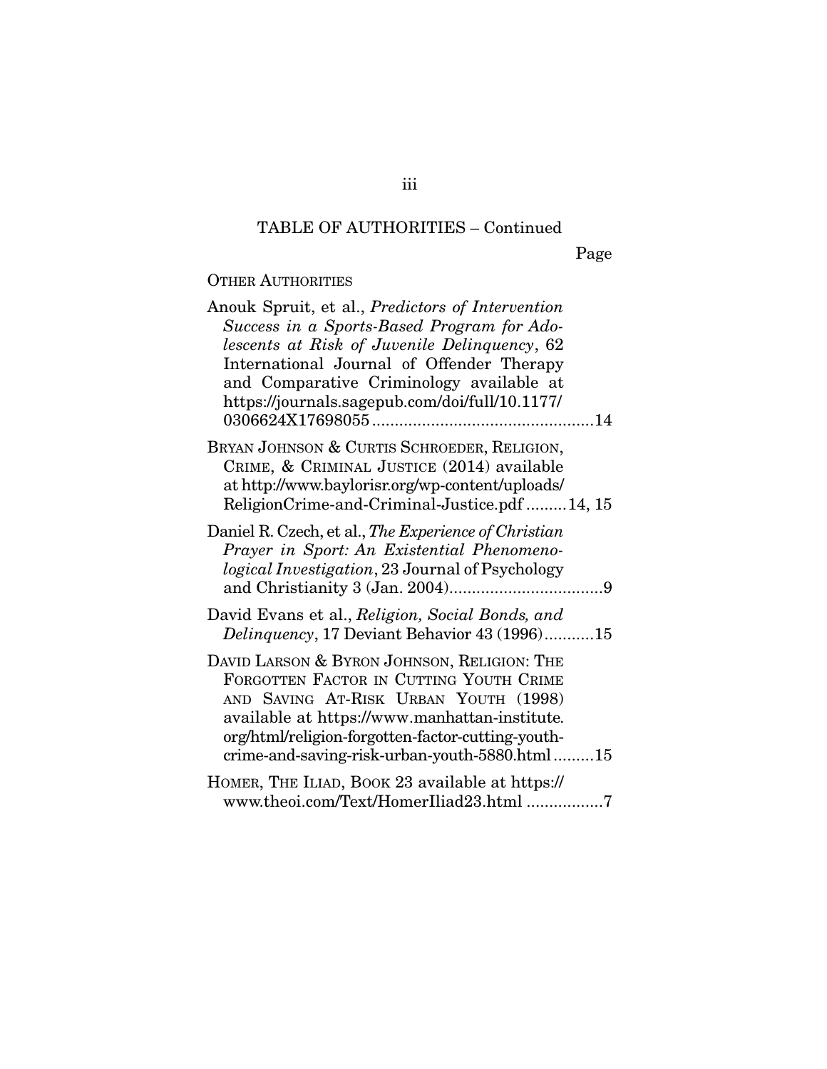## TABLE OF AUTHORITIES – Continued

Page

OTHER AUTHORITIES

Anouk Spruit, et al., *Predictors of Intervention Success in a Sports-Based Program for Adolescents at Risk of Juvenile Delinquency*, 62 International Journal of Offender Therapy and Comparative Criminology available at https://journals.sagepub.com/doi/full/10.1177/0306624X17698055 ....................................................14

BRYAN JOHNSON & CURTIS SCHROEDER, RELIGION, CRIME, & CRIMINAL JUSTICE (2014) available at http://www.baylorisr.org/wp-content/uploads/ReligionCrime-and-Criminal-Justice.pdf .........14, 15

Daniel R. Czech, et al., *The Experience of Christian Prayer in Sport: An Existential Phenomenological Investigation*, 23 Journal of Psychology and Christianity 3 (Jan. 2004)..................................9

David Evans et al., *Religion, Social Bonds, and Delinquency*, 17 Deviant Behavior 43 (1996)...........15

DAVID LARSON & BYRON JOHNSON, RELIGION: THE FORGOTTEN FACTOR IN CUTTING YOUTH CRIME AND SAVING AT-RISK URBAN YOUTH (1998) available at https://www.manhattan-institute.org/html/religion-forgotten-factor-cutting-youth-crime-and-saving-risk-urban-youth-5880.html .........15

HOMER, THE ILIAD, BOOK 23 available at https://www.theoi.com/Text/HomerIliad23.html .................7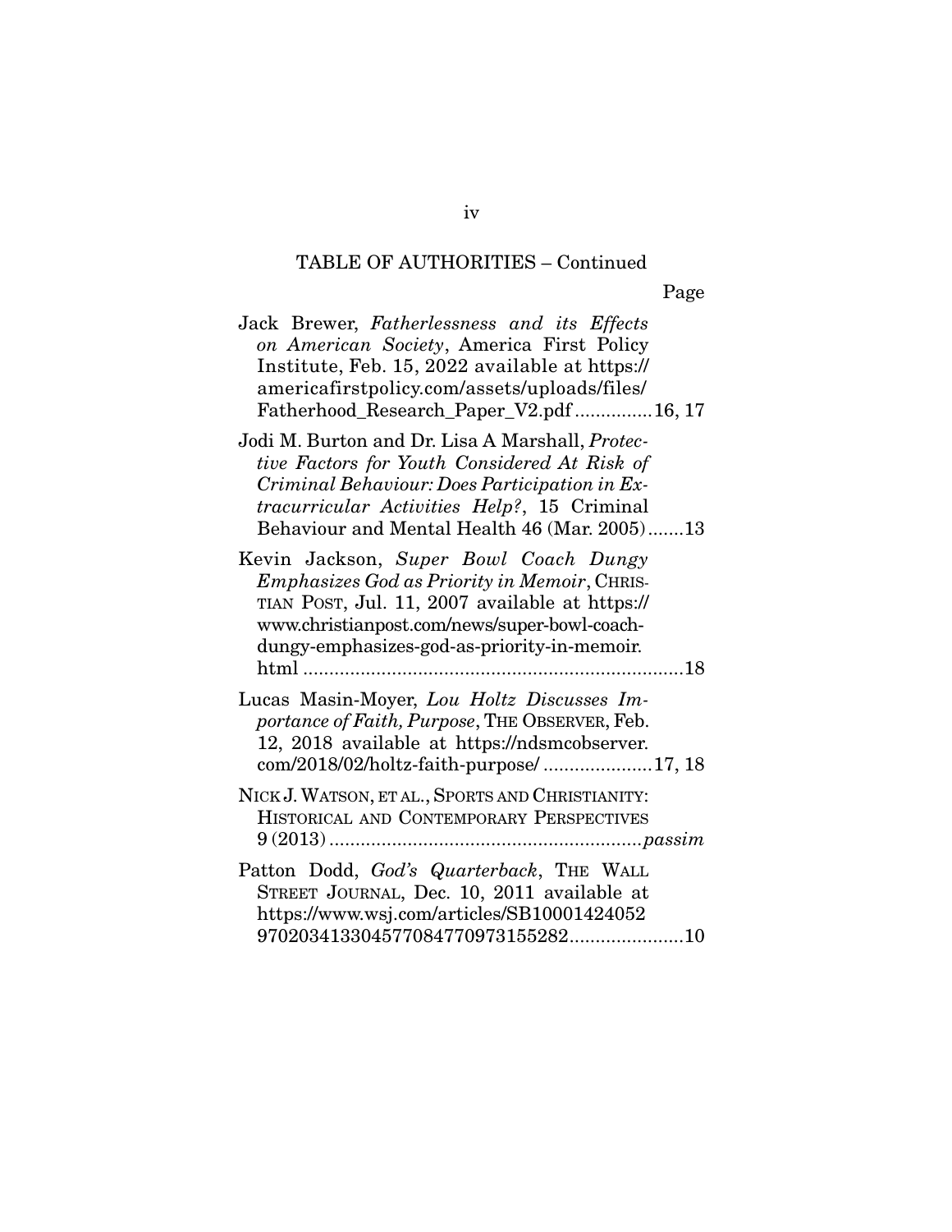TABLE OF AUTHORITIES – Continued

Page

Jack Brewer, *Fatherlessness and its Effects on American Society*, America First Policy Institute, Feb. 15, 2022 available at https://americafirstpolicy.com/assets/uploads/files/Fatherhood_Research_Paper_V2.pdf ............... 16, 17

Jodi M. Burton and Dr. Lisa A Marshall, *Protective Factors for Youth Considered At Risk of Criminal Behaviour: Does Participation in Extracurricular Activities Help?*, 15 Criminal Behaviour and Mental Health 46 (Mar. 2005) ....... 13

Kevin Jackson, *Super Bowl Coach Dungy Emphasizes God as Priority in Memoir*, CHRISTIAN POST, Jul. 11, 2007 available at https://www.christianpost.com/news/super-bowl-coach-dungy-emphasizes-god-as-priority-in-memoir.html ........................................................................ 18

Lucas Masin-Moyer, *Lou Holtz Discusses Importance of Faith, Purpose*, THE OBSERVER, Feb. 12, 2018 available at https://ndsmcobserver.com/2018/02/holtz-faith-purpose/ ..................... 17, 18

NICK J. WATSON, ET AL., SPORTS AND CHRISTIANITY: HISTORICAL AND CONTEMPORARY PERSPECTIVES 9 (2013) ........................................................... *passim*

Patton Dodd, *God's Quarterback*, THE WALL STREET JOURNAL, Dec. 10, 2011 available at https://www.wsj.com/articles/SB10001424052970203413304577084770973155282...................... 10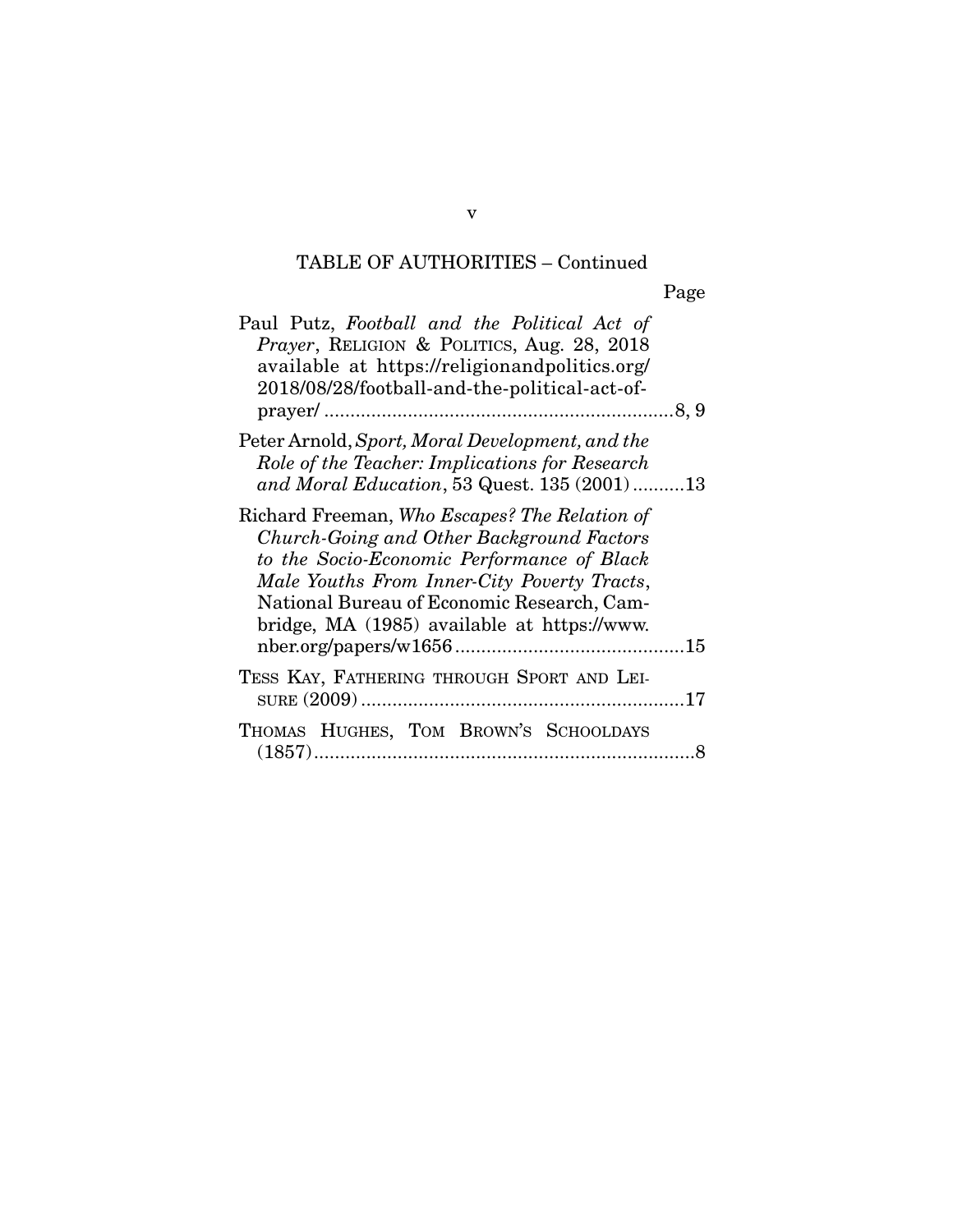## TABLE OF AUTHORITIES – Continued

Page

Paul Putz, *Football and the Political Act of Prayer*, RELIGION & POLITICS, Aug. 28, 2018 available at https://religionandpolitics.org/2018/08/28/football-and-the-political-act-of-prayer/ ....................................................................8, 9

Peter Arnold, *Sport, Moral Development, and the Role of the Teacher: Implications for Research and Moral Education*, 53 Quest. 135 (2001) ..........13

Richard Freeman, *Who Escapes? The Relation of Church-Going and Other Background Factors to the Socio-Economic Performance of Black Male Youths From Inner-City Poverty Tracts*, National Bureau of Economic Research, Cambridge, MA (1985) available at https://www.nber.org/papers/w1656 ............................................15

TESS KAY, FATHERING THROUGH SPORT AND LEISURE (2009) ..............................................................17

THOMAS HUGHES, TOM BROWN'S SCHOOLDAYS (1857) .........................................................................8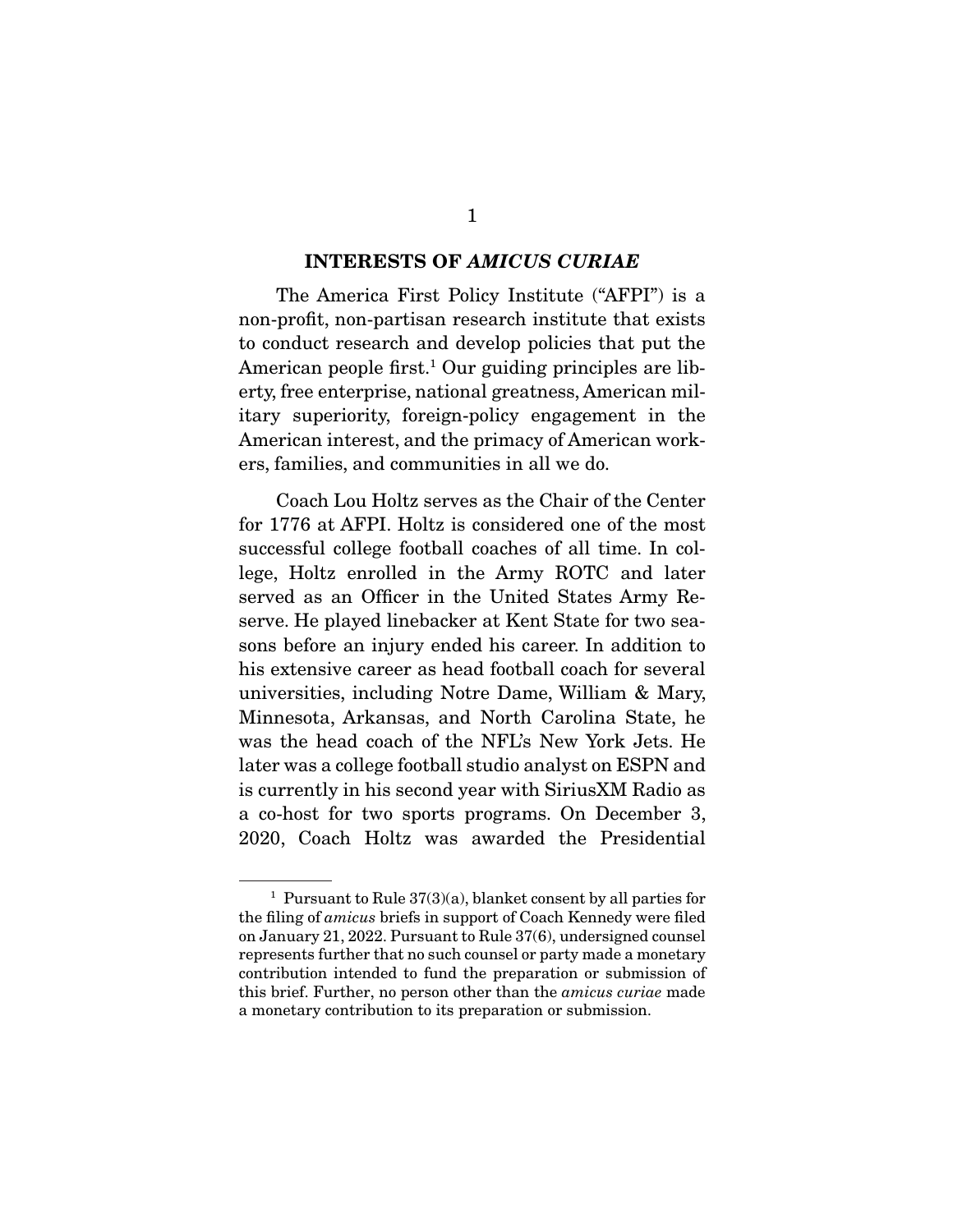## INTERESTS OF *AMICUS CURIAE*

The America First Policy Institute ("AFPI") is a non-profit, non-partisan research institute that exists to conduct research and develop policies that put the American people first.[1] Our guiding principles are liberty, free enterprise, national greatness, American military superiority, foreign-policy engagement in the American interest, and the primacy of American workers, families, and communities in all we do.

Coach Lou Holtz serves as the Chair of the Center for 1776 at AFPI. Holtz is considered one of the most successful college football coaches of all time. In college, Holtz enrolled in the Army ROTC and later served as an Officer in the United States Army Reserve. He played linebacker at Kent State for two seasons before an injury ended his career. In addition to his extensive career as head football coach for several universities, including Notre Dame, William & Mary, Minnesota, Arkansas, and North Carolina State, he was the head coach of the NFL's New York Jets. He later was a college football studio analyst on ESPN and is currently in his second year with SiriusXM Radio as a co-host for two sports programs. On December 3, 2020, Coach Holtz was awarded the Presidential

[1] Pursuant to Rule 37(3)(a), blanket consent by all parties for the filing of *amicus* briefs in support of Coach Kennedy were filed on January 21, 2022. Pursuant to Rule 37(6), undersigned counsel represents further that no such counsel or party made a monetary contribution intended to fund the preparation or submission of this brief. Further, no person other than the *amicus curiae* made a monetary contribution to its preparation or submission.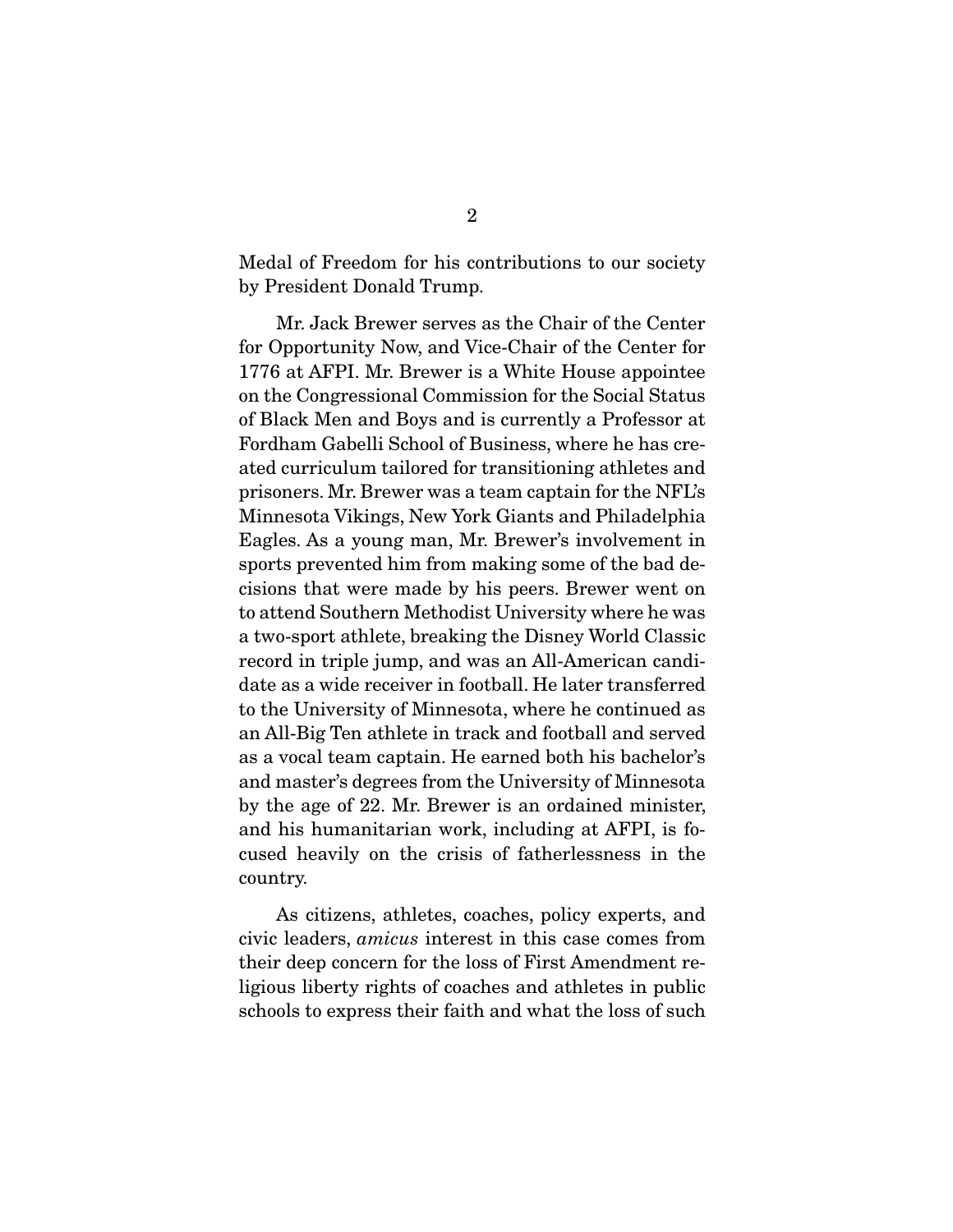Medal of Freedom for his contributions to our society by President Donald Trump.

Mr. Jack Brewer serves as the Chair of the Center for Opportunity Now, and Vice-Chair of the Center for 1776 at AFPI. Mr. Brewer is a White House appointee on the Congressional Commission for the Social Status of Black Men and Boys and is currently a Professor at Fordham Gabelli School of Business, where he has created curriculum tailored for transitioning athletes and prisoners. Mr. Brewer was a team captain for the NFL's Minnesota Vikings, New York Giants and Philadelphia Eagles. As a young man, Mr. Brewer's involvement in sports prevented him from making some of the bad decisions that were made by his peers. Brewer went on to attend Southern Methodist University where he was a two-sport athlete, breaking the Disney World Classic record in triple jump, and was an All-American candidate as a wide receiver in football. He later transferred to the University of Minnesota, where he continued as an All-Big Ten athlete in track and football and served as a vocal team captain. He earned both his bachelor's and master's degrees from the University of Minnesota by the age of 22. Mr. Brewer is an ordained minister, and his humanitarian work, including at AFPI, is focused heavily on the crisis of fatherlessness in the country.

As citizens, athletes, coaches, policy experts, and civic leaders, *amicus* interest in this case comes from their deep concern for the loss of First Amendment religious liberty rights of coaches and athletes in public schools to express their faith and what the loss of such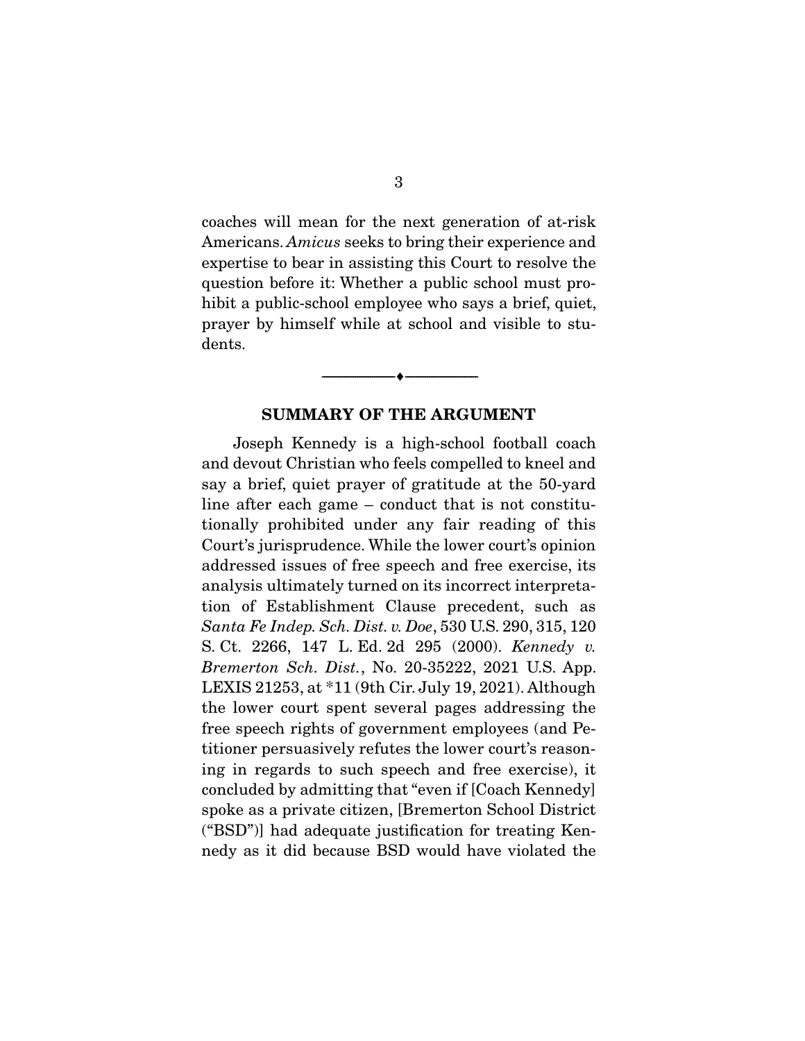coaches will mean for the next generation of at-risk Americans. *Amicus* seeks to bring their experience and expertise to bear in assisting this Court to resolve the question before it: Whether a public school must prohibit a public-school employee who says a brief, quiet, prayer by himself while at school and visible to students.

---

## SUMMARY OF THE ARGUMENT

Joseph Kennedy is a high-school football coach and devout Christian who feels compelled to kneel and say a brief, quiet prayer of gratitude at the 50-yard line after each game – conduct that is not constitutionally prohibited under any fair reading of this Court's jurisprudence. While the lower court's opinion addressed issues of free speech and free exercise, its analysis ultimately turned on its incorrect interpretation of Establishment Clause precedent, such as *Santa Fe Indep. Sch. Dist. v. Doe*, 530 U.S. 290, 315, 120 S. Ct. 2266, 147 L. Ed. 2d 295 (2000). *Kennedy v. Bremerton Sch. Dist.*, No. 20-35222, 2021 U.S. App. LEXIS 21253, at *11 (9th Cir. July 19, 2021). Although the lower court spent several pages addressing the free speech rights of government employees (and Petitioner persuasively refutes the lower court's reasoning in regards to such speech and free exercise), it concluded by admitting that "even if [Coach Kennedy] spoke as a private citizen, [Bremerton School District ("BSD")] had adequate justification for treating Kennedy as it did because BSD would have violated the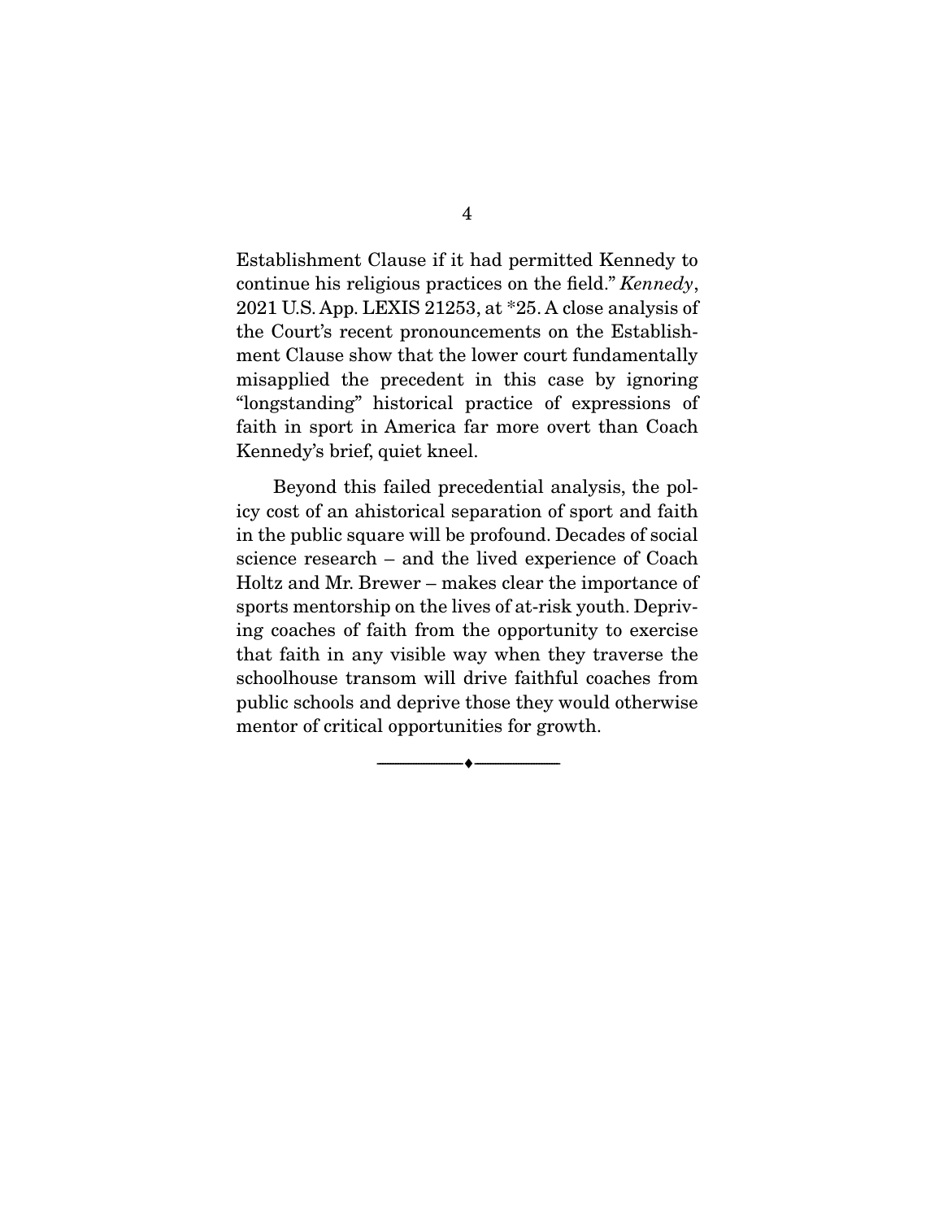Establishment Clause if it had permitted Kennedy to continue his religious practices on the field." *Kennedy*, 2021 U.S. App. LEXIS 21253, at *25. A close analysis of the Court's recent pronouncements on the Establishment Clause show that the lower court fundamentally misapplied the precedent in this case by ignoring "longstanding" historical practice of expressions of faith in sport in America far more overt than Coach Kennedy's brief, quiet kneel.

Beyond this failed precedential analysis, the policy cost of an ahistorical separation of sport and faith in the public square will be profound. Decades of social science research – and the lived experience of Coach Holtz and Mr. Brewer – makes clear the importance of sports mentorship on the lives of at-risk youth. Depriving coaches of faith from the opportunity to exercise that faith in any visible way when they traverse the schoolhouse transom will drive faithful coaches from public schools and deprive those they would otherwise mentor of critical opportunities for growth.

---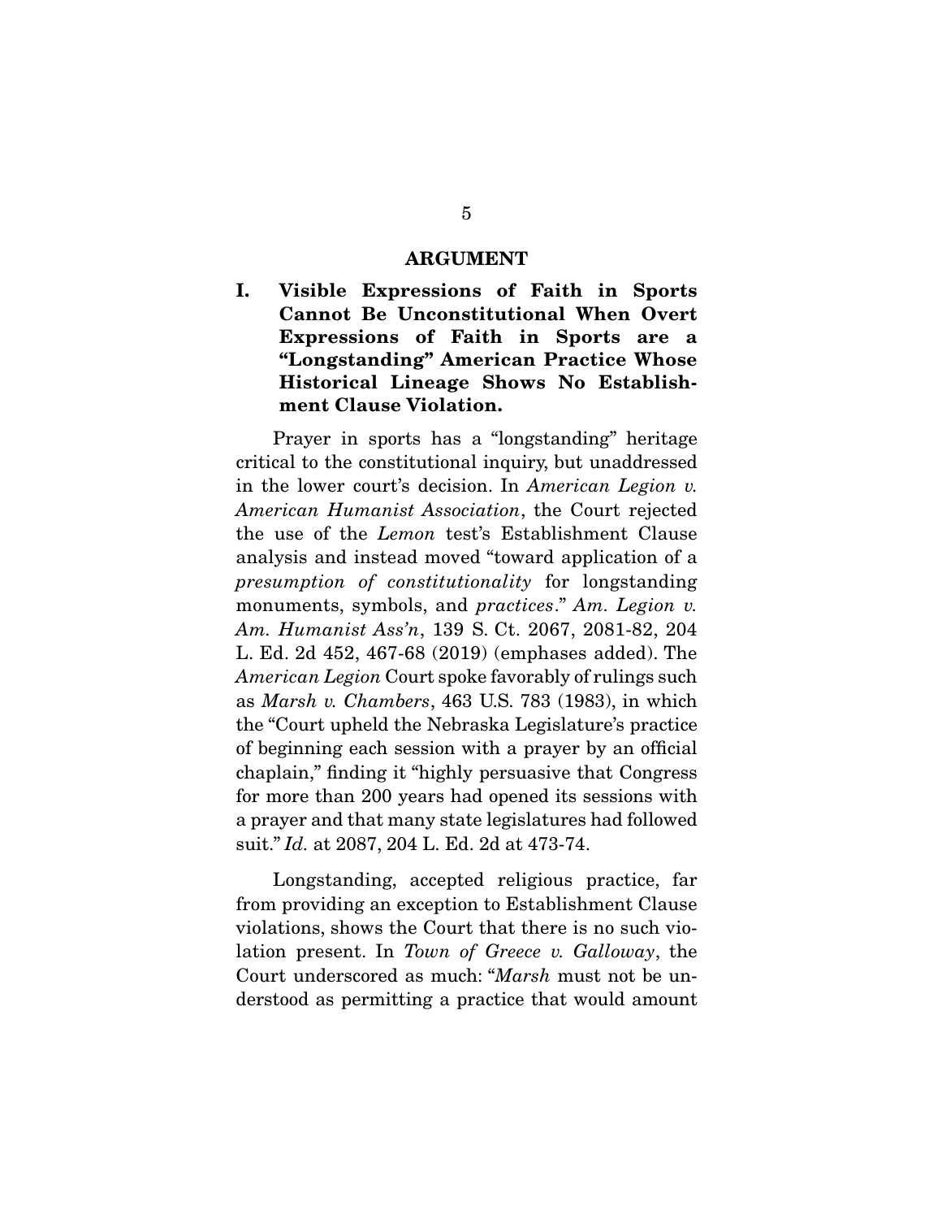## ARGUMENT

### I. Visible Expressions of Faith in Sports Cannot Be Unconstitutional When Overt Expressions of Faith in Sports are a "Longstanding" American Practice Whose Historical Lineage Shows No Establishment Clause Violation.

Prayer in sports has a "longstanding" heritage critical to the constitutional inquiry, but unaddressed in the lower court's decision. In *American Legion v. American Humanist Association*, the Court rejected the use of the *Lemon* test's Establishment Clause analysis and instead moved "toward application of a *presumption of constitutionality* for longstanding monuments, symbols, and *practices*." *Am. Legion v. Am. Humanist Ass'n*, 139 S. Ct. 2067, 2081-82, 204 L. Ed. 2d 452, 467-68 (2019) (emphases added). The *American Legion* Court spoke favorably of rulings such as *Marsh v. Chambers*, 463 U.S. 783 (1983), in which the "Court upheld the Nebraska Legislature's practice of beginning each session with a prayer by an official chaplain," finding it "highly persuasive that Congress for more than 200 years had opened its sessions with a prayer and that many state legislatures had followed suit." *Id.* at 2087, 204 L. Ed. 2d at 473-74.

Longstanding, accepted religious practice, far from providing an exception to Establishment Clause violations, shows the Court that there is no such violation present. In *Town of Greece v. Galloway*, the Court underscored as much: "*Marsh* must not be understood as permitting a practice that would amount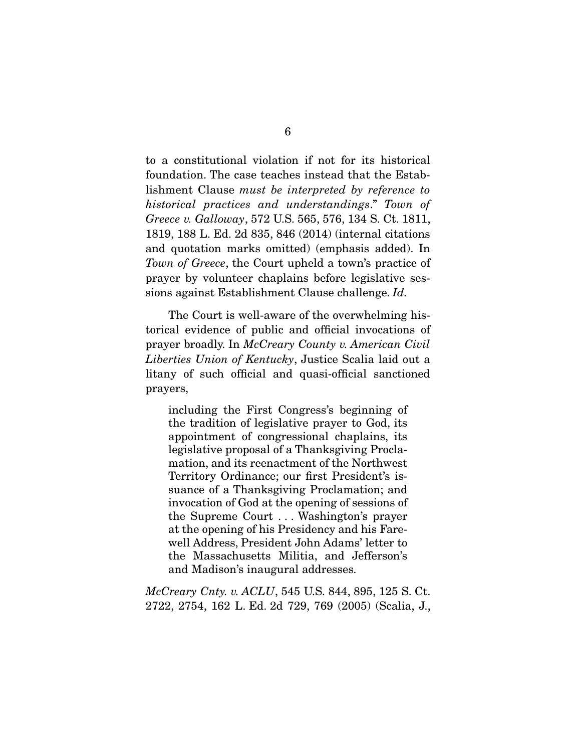to a constitutional violation if not for its historical foundation. The case teaches instead that the Establishment Clause *must be interpreted by reference to historical practices and understandings*." *Town of Greece v. Galloway*, 572 U.S. 565, 576, 134 S. Ct. 1811, 1819, 188 L. Ed. 2d 835, 846 (2014) (internal citations and quotation marks omitted) (emphasis added). In *Town of Greece*, the Court upheld a town's practice of prayer by volunteer chaplains before legislative sessions against Establishment Clause challenge. *Id.*

The Court is well-aware of the overwhelming historical evidence of public and official invocations of prayer broadly. In *McCreary County v. American Civil Liberties Union of Kentucky*, Justice Scalia laid out a litany of such official and quasi-official sanctioned prayers,

> including the First Congress's beginning of the tradition of legislative prayer to God, its appointment of congressional chaplains, its legislative proposal of a Thanksgiving Proclamation, and its reenactment of the Northwest Territory Ordinance; our first President's issuance of a Thanksgiving Proclamation; and invocation of God at the opening of sessions of the Supreme Court . . . Washington's prayer at the opening of his Presidency and his Farewell Address, President John Adams' letter to the Massachusetts Militia, and Jefferson's and Madison's inaugural addresses.

*McCreary Cnty. v. ACLU*, 545 U.S. 844, 895, 125 S. Ct. 2722, 2754, 162 L. Ed. 2d 729, 769 (2005) (Scalia, J.,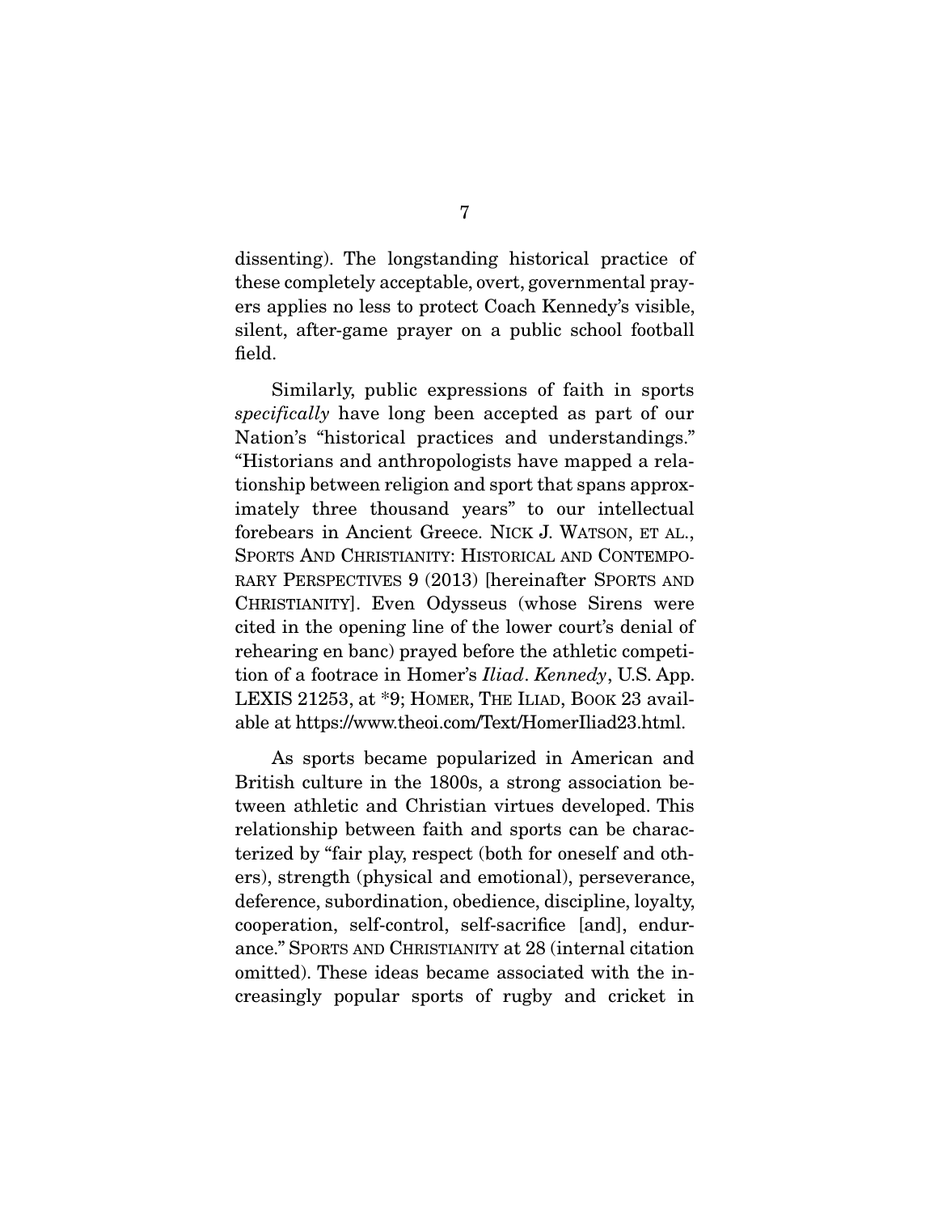dissenting). The longstanding historical practice of these completely acceptable, overt, governmental prayers applies no less to protect Coach Kennedy's visible, silent, after-game prayer on a public school football field.

Similarly, public expressions of faith in sports *specifically* have long been accepted as part of our Nation's "historical practices and understandings." "Historians and anthropologists have mapped a relationship between religion and sport that spans approximately three thousand years" to our intellectual forebears in Ancient Greece. NICK J. WATSON, ET AL., SPORTS AND CHRISTIANITY: HISTORICAL AND CONTEMPORARY PERSPECTIVES 9 (2013) [hereinafter SPORTS AND CHRISTIANITY]. Even Odysseus (whose Sirens were cited in the opening line of the lower court's denial of rehearing en banc) prayed before the athletic competition of a footrace in Homer's *Iliad*. *Kennedy*, U.S. App. LEXIS 21253, at *9; HOMER, THE ILIAD, BOOK 23 available at https://www.theoi.com/Text/HomerIliad23.html.

As sports became popularized in American and British culture in the 1800s, a strong association between athletic and Christian virtues developed. This relationship between faith and sports can be characterized by "fair play, respect (both for oneself and others), strength (physical and emotional), perseverance, deference, subordination, obedience, discipline, loyalty, cooperation, self-control, self-sacrifice [and], endurance." SPORTS AND CHRISTIANITY at 28 (internal citation omitted). These ideas became associated with the increasingly popular sports of rugby and cricket in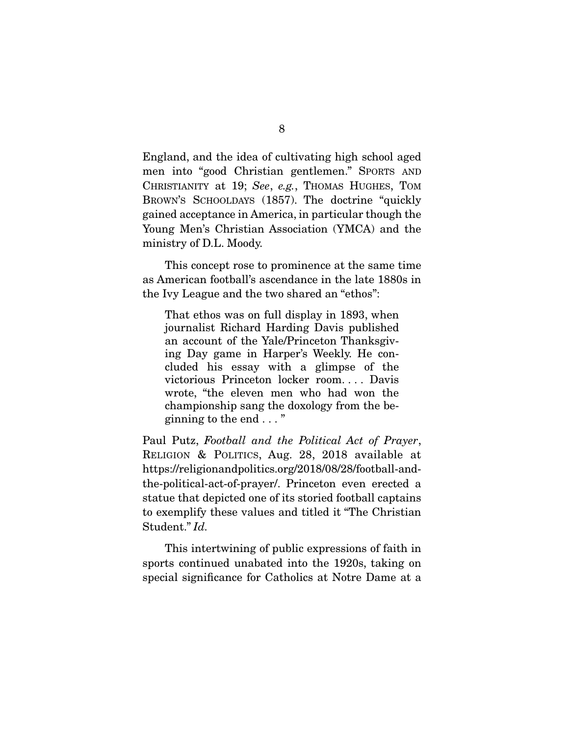England, and the idea of cultivating high school aged men into "good Christian gentlemen." SPORTS AND CHRISTIANITY at 19; *See*, *e.g.*, THOMAS HUGHES, TOM BROWN'S SCHOOLDAYS (1857). The doctrine "quickly gained acceptance in America, in particular though the Young Men's Christian Association (YMCA) and the ministry of D.L. Moody.

This concept rose to prominence at the same time as American football's ascendance in the late 1880s in the Ivy League and the two shared an "ethos":

> That ethos was on full display in 1893, when journalist Richard Harding Davis published an account of the Yale/Princeton Thanksgiving Day game in Harper's Weekly. He concluded his essay with a glimpse of the victorious Princeton locker room. . . . Davis wrote, "the eleven men who had won the championship sang the doxology from the beginning to the end . . . "

Paul Putz, *Football and the Political Act of Prayer*, RELIGION & POLITICS, Aug. 28, 2018 available at https://religionandpolitics.org/2018/08/28/football-and-the-political-act-of-prayer/. Princeton even erected a statue that depicted one of its storied football captains to exemplify these values and titled it "The Christian Student." *Id.*

This intertwining of public expressions of faith in sports continued unabated into the 1920s, taking on special significance for Catholics at Notre Dame at a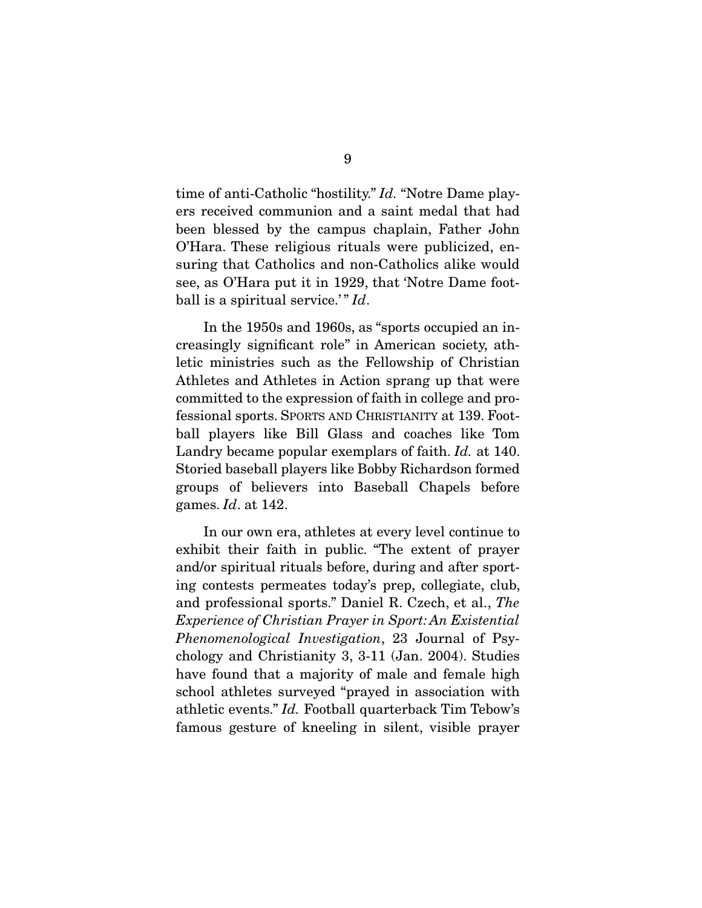time of anti-Catholic "hostility." *Id.* "Notre Dame players received communion and a saint medal that had been blessed by the campus chaplain, Father John O'Hara. These religious rituals were publicized, ensuring that Catholics and non-Catholics alike would see, as O'Hara put it in 1929, that 'Notre Dame football is a spiritual service.'" *Id*.

In the 1950s and 1960s, as "sports occupied an increasingly significant role" in American society, athletic ministries such as the Fellowship of Christian Athletes and Athletes in Action sprang up that were committed to the expression of faith in college and professional sports. SPORTS AND CHRISTIANITY at 139. Football players like Bill Glass and coaches like Tom Landry became popular exemplars of faith. *Id.* at 140. Storied baseball players like Bobby Richardson formed groups of believers into Baseball Chapels before games. *Id*. at 142.

In our own era, athletes at every level continue to exhibit their faith in public. "The extent of prayer and/or spiritual rituals before, during and after sporting contests permeates today's prep, collegiate, club, and professional sports." Daniel R. Czech, et al., *The Experience of Christian Prayer in Sport: An Existential Phenomenological Investigation*, 23 Journal of Psychology and Christianity 3, 3-11 (Jan. 2004). Studies have found that a majority of male and female high school athletes surveyed "prayed in association with athletic events." *Id.* Football quarterback Tim Tebow's famous gesture of kneeling in silent, visible prayer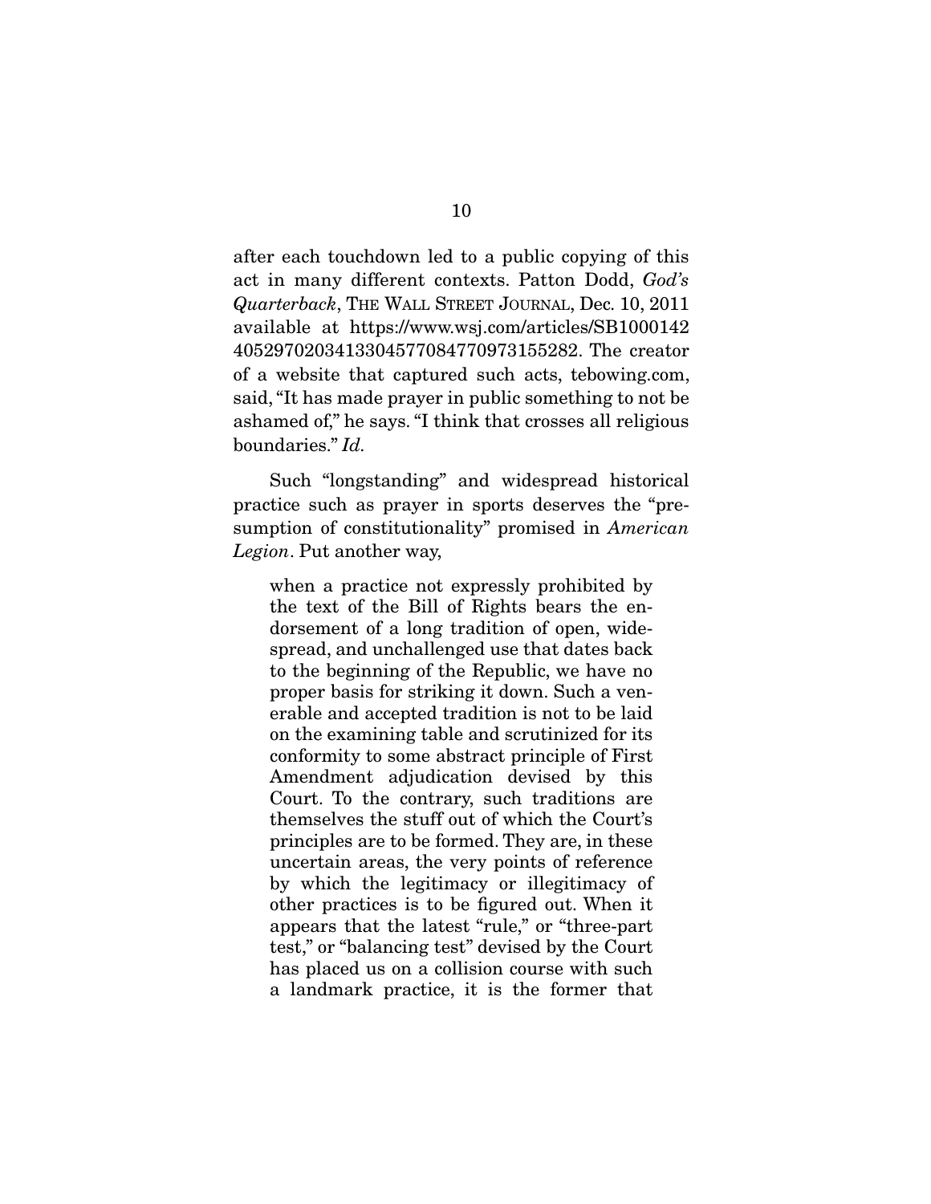after each touchdown led to a public copying of this act in many different contexts. Patton Dodd, *God's Quarterback*, THE WALL STREET JOURNAL, Dec. 10, 2011 available at https://www.wsj.com/articles/SB10001424052970203413304577084770973155282. The creator of a website that captured such acts, tebowing.com, said, "It has made prayer in public something to not be ashamed of," he says. "I think that crosses all religious boundaries." *Id.*

Such "longstanding" and widespread historical practice such as prayer in sports deserves the "presumption of constitutionality" promised in *American Legion*. Put another way,

> when a practice not expressly prohibited by the text of the Bill of Rights bears the endorsement of a long tradition of open, widespread, and unchallenged use that dates back to the beginning of the Republic, we have no proper basis for striking it down. Such a venerable and accepted tradition is not to be laid on the examining table and scrutinized for its conformity to some abstract principle of First Amendment adjudication devised by this Court. To the contrary, such traditions are themselves the stuff out of which the Court's principles are to be formed. They are, in these uncertain areas, the very points of reference by which the legitimacy or illegitimacy of other practices is to be figured out. When it appears that the latest "rule," or "three-part test," or "balancing test" devised by the Court has placed us on a collision course with such a landmark practice, it is the former that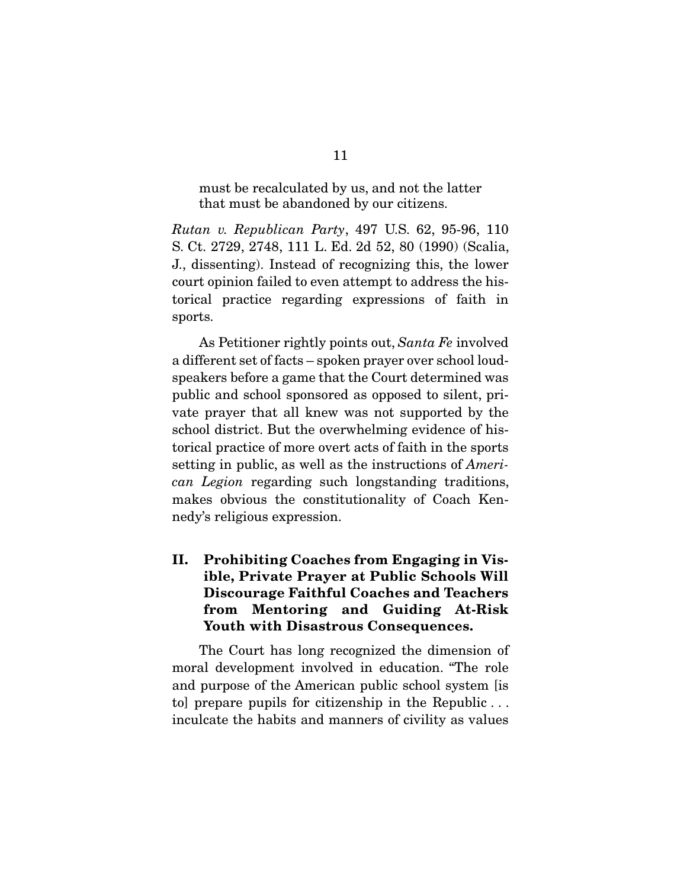must be recalculated by us, and not the latter that must be abandoned by our citizens.

*Rutan v. Republican Party*, 497 U.S. 62, 95-96, 110 S. Ct. 2729, 2748, 111 L. Ed. 2d 52, 80 (1990) (Scalia, J., dissenting). Instead of recognizing this, the lower court opinion failed to even attempt to address the historical practice regarding expressions of faith in sports.

As Petitioner rightly points out, *Santa Fe* involved a different set of facts – spoken prayer over school loudspeakers before a game that the Court determined was public and school sponsored as opposed to silent, private prayer that all knew was not supported by the school district. But the overwhelming evidence of historical practice of more overt acts of faith in the sports setting in public, as well as the instructions of *American Legion* regarding such longstanding traditions, makes obvious the constitutionality of Coach Kennedy's religious expression.

## II. Prohibiting Coaches from Engaging in Visible, Private Prayer at Public Schools Will Discourage Faithful Coaches and Teachers from Mentoring and Guiding At-Risk Youth with Disastrous Consequences.

The Court has long recognized the dimension of moral development involved in education. "The role and purpose of the American public school system [is to] prepare pupils for citizenship in the Republic . . . inculcate the habits and manners of civility as values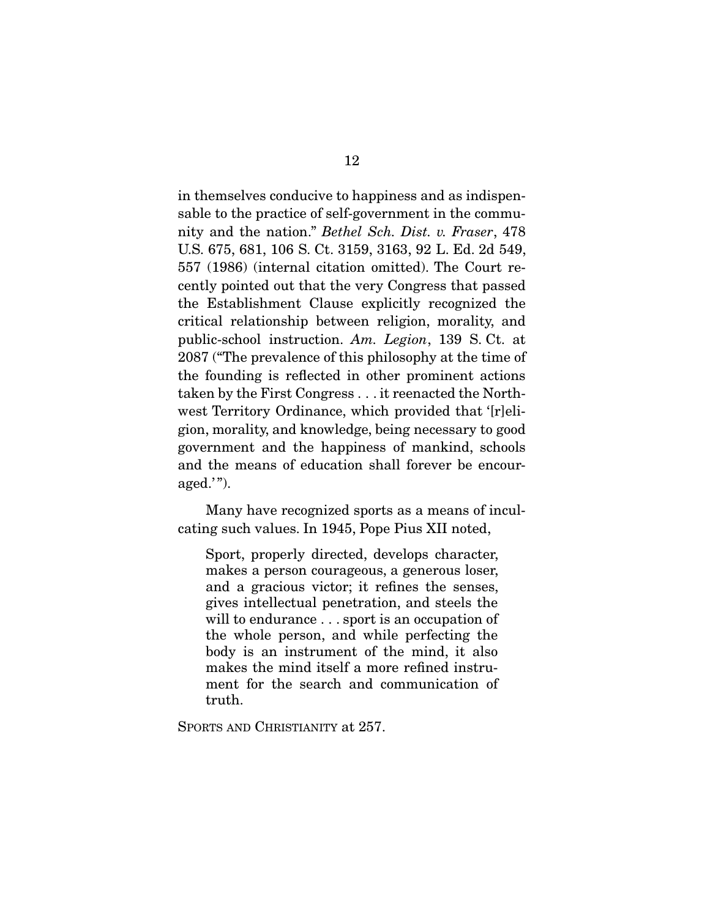in themselves conducive to happiness and as indispensable to the practice of self-government in the community and the nation." *Bethel Sch. Dist. v. Fraser*, 478 U.S. 675, 681, 106 S. Ct. 3159, 3163, 92 L. Ed. 2d 549, 557 (1986) (internal citation omitted). The Court recently pointed out that the very Congress that passed the Establishment Clause explicitly recognized the critical relationship between religion, morality, and public-school instruction. *Am. Legion*, 139 S. Ct. at 2087 ("The prevalence of this philosophy at the time of the founding is reflected in other prominent actions taken by the First Congress . . . it reenacted the Northwest Territory Ordinance, which provided that '[r]eligion, morality, and knowledge, being necessary to good government and the happiness of mankind, schools and the means of education shall forever be encouraged.'").

Many have recognized sports as a means of inculcating such values. In 1945, Pope Pius XII noted,

> Sport, properly directed, develops character, makes a person courageous, a generous loser, and a gracious victor; it refines the senses, gives intellectual penetration, and steels the will to endurance . . . sport is an occupation of the whole person, and while perfecting the body is an instrument of the mind, it also makes the mind itself a more refined instrument for the search and communication of truth.

SPORTS AND CHRISTIANITY at 257.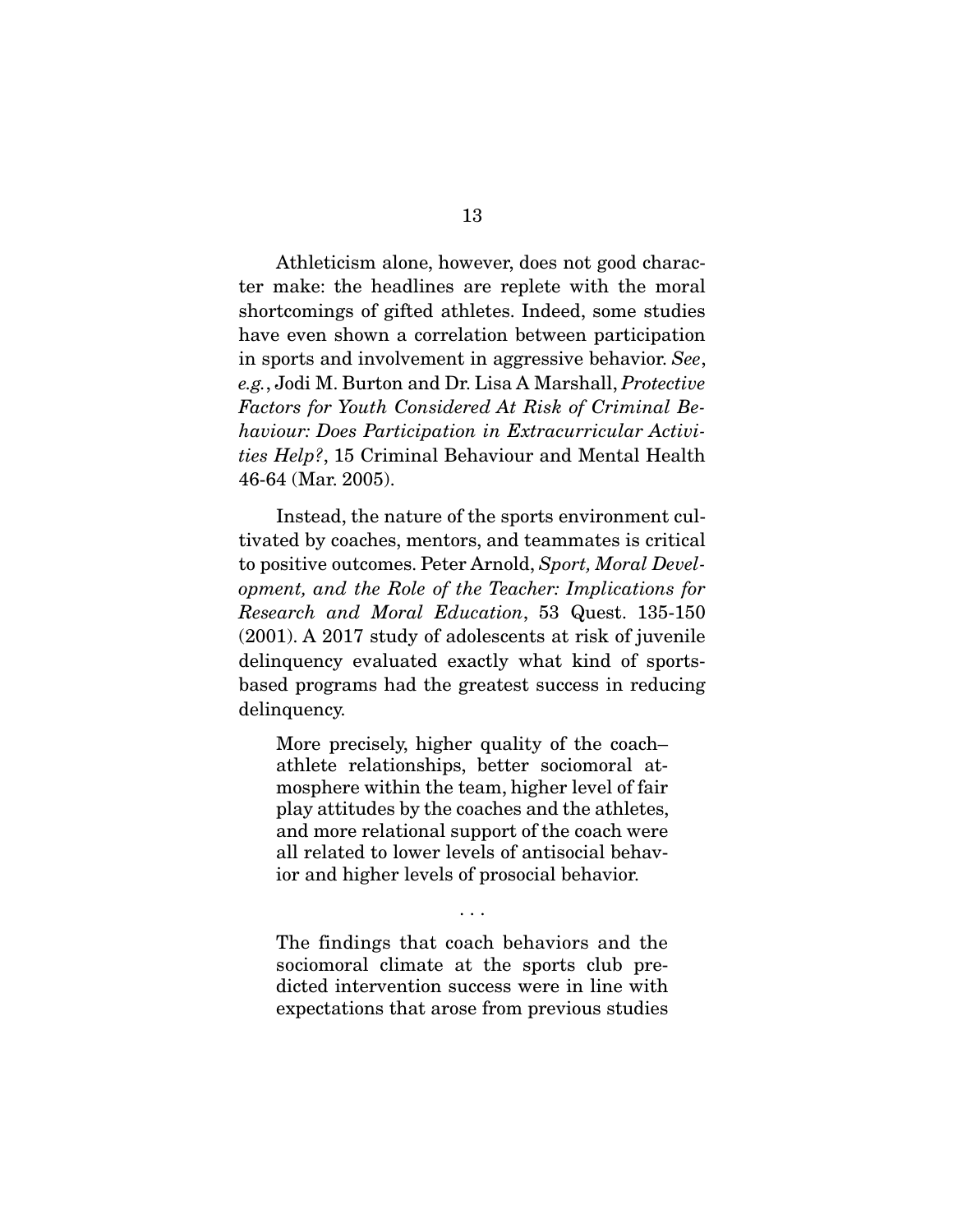Athleticism alone, however, does not good character make: the headlines are replete with the moral shortcomings of gifted athletes. Indeed, some studies have even shown a correlation between participation in sports and involvement in aggressive behavior. *See*, *e.g.*, Jodi M. Burton and Dr. Lisa A Marshall, *Protective Factors for Youth Considered At Risk of Criminal Behaviour: Does Participation in Extracurricular Activities Help?*, 15 Criminal Behaviour and Mental Health 46-64 (Mar. 2005).

Instead, the nature of the sports environment cultivated by coaches, mentors, and teammates is critical to positive outcomes. Peter Arnold, *Sport, Moral Development, and the Role of the Teacher: Implications for Research and Moral Education*, 53 Quest. 135-150 (2001). A 2017 study of adolescents at risk of juvenile delinquency evaluated exactly what kind of sports-based programs had the greatest success in reducing delinquency.

> More precisely, higher quality of the coach–athlete relationships, better sociomoral atmosphere within the team, higher level of fair play attitudes by the coaches and the athletes, and more relational support of the coach were all related to lower levels of antisocial behavior and higher levels of prosocial behavior.
>
> . . .
>
> The findings that coach behaviors and the sociomoral climate at the sports club predicted intervention success were in line with expectations that arose from previous studies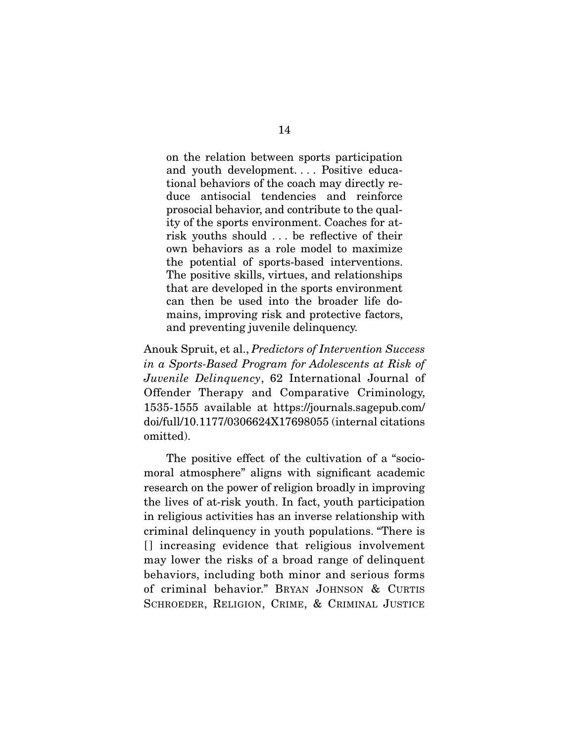> on the relation between sports participation and youth development. . . . Positive educational behaviors of the coach may directly reduce antisocial tendencies and reinforce prosocial behavior, and contribute to the quality of the sports environment. Coaches for at-risk youths should . . . be reflective of their own behaviors as a role model to maximize the potential of sports-based interventions. The positive skills, virtues, and relationships that are developed in the sports environment can then be used into the broader life domains, improving risk and protective factors, and preventing juvenile delinquency.

Anouk Spruit, et al., *Predictors of Intervention Success in a Sports-Based Program for Adolescents at Risk of Juvenile Delinquency*, 62 International Journal of Offender Therapy and Comparative Criminology, 1535-1555 available at https://journals.sagepub.com/doi/full/10.1177/0306624X17698055 (internal citations omitted).

The positive effect of the cultivation of a "sociomoral atmosphere" aligns with significant academic research on the power of religion broadly in improving the lives of at-risk youth. In fact, youth participation in religious activities has an inverse relationship with criminal delinquency in youth populations. "There is [] increasing evidence that religious involvement may lower the risks of a broad range of delinquent behaviors, including both minor and serious forms of criminal behavior." BRYAN JOHNSON & CURTIS SCHROEDER, RELIGION, CRIME, & CRIMINAL JUSTICE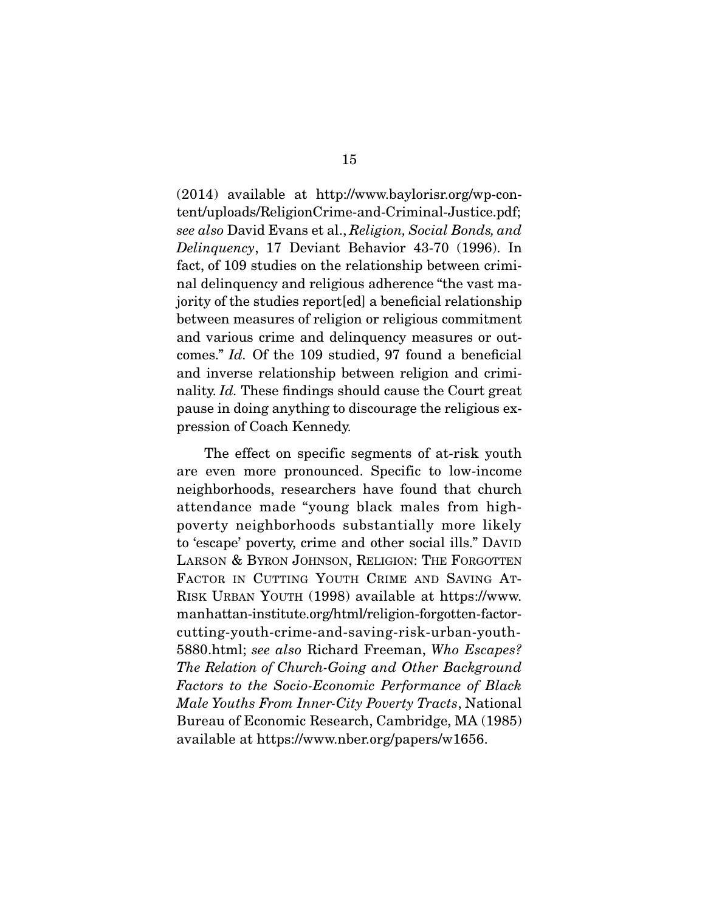(2014) available at http://www.baylorisr.org/wp-content/uploads/ReligionCrime-and-Criminal-Justice.pdf; *see also* David Evans et al., *Religion, Social Bonds, and Delinquency*, 17 Deviant Behavior 43-70 (1996). In fact, of 109 studies on the relationship between criminal delinquency and religious adherence "the vast majority of the studies report[ed] a beneficial relationship between measures of religion or religious commitment and various crime and delinquency measures or outcomes." *Id.* Of the 109 studied, 97 found a beneficial and inverse relationship between religion and criminality. *Id.* These findings should cause the Court great pause in doing anything to discourage the religious expression of Coach Kennedy.

The effect on specific segments of at-risk youth are even more pronounced. Specific to low-income neighborhoods, researchers have found that church attendance made "young black males from high-poverty neighborhoods substantially more likely to 'escape' poverty, crime and other social ills." DAVID LARSON & BYRON JOHNSON, RELIGION: THE FORGOTTEN FACTOR IN CUTTING YOUTH CRIME AND SAVING AT-RISK URBAN YOUTH (1998) available at https://www.manhattan-institute.org/html/religion-forgotten-factor-cutting-youth-crime-and-saving-risk-urban-youth-5880.html; *see also* Richard Freeman, *Who Escapes? The Relation of Church-Going and Other Background Factors to the Socio-Economic Performance of Black Male Youths From Inner-City Poverty Tracts*, National Bureau of Economic Research, Cambridge, MA (1985) available at https://www.nber.org/papers/w1656.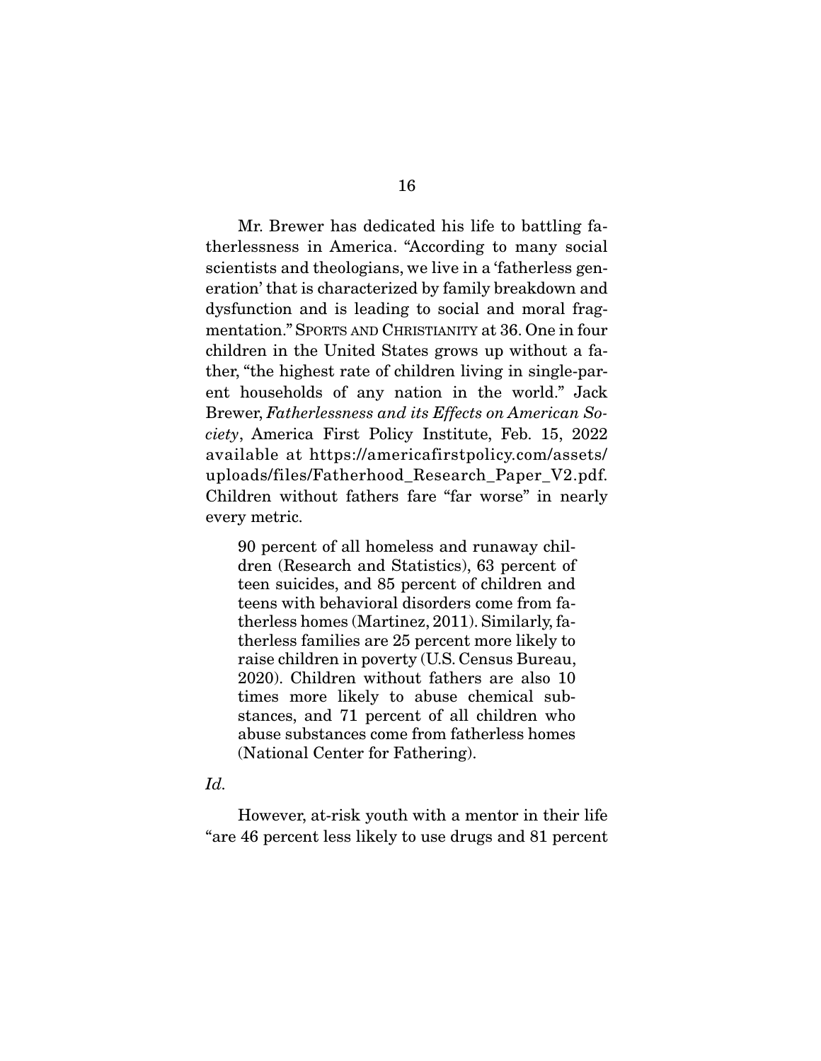Mr. Brewer has dedicated his life to battling fatherlessness in America. "According to many social scientists and theologians, we live in a 'fatherless generation' that is characterized by family breakdown and dysfunction and is leading to social and moral fragmentation." SPORTS AND CHRISTIANITY at 36. One in four children in the United States grows up without a father, "the highest rate of children living in single-parent households of any nation in the world." Jack Brewer, *Fatherlessness and its Effects on American Society*, America First Policy Institute, Feb. 15, 2022 available at https://americafirstpolicy.com/assets/uploads/files/Fatherhood_Research_Paper_V2.pdf. Children without fathers fare "far worse" in nearly every metric.

> 90 percent of all homeless and runaway children (Research and Statistics), 63 percent of teen suicides, and 85 percent of children and teens with behavioral disorders come from fatherless homes (Martinez, 2011). Similarly, fatherless families are 25 percent more likely to raise children in poverty (U.S. Census Bureau, 2020). Children without fathers are also 10 times more likely to abuse chemical substances, and 71 percent of all children who abuse substances come from fatherless homes (National Center for Fathering).

*Id.*

However, at-risk youth with a mentor in their life "are 46 percent less likely to use drugs and 81 percent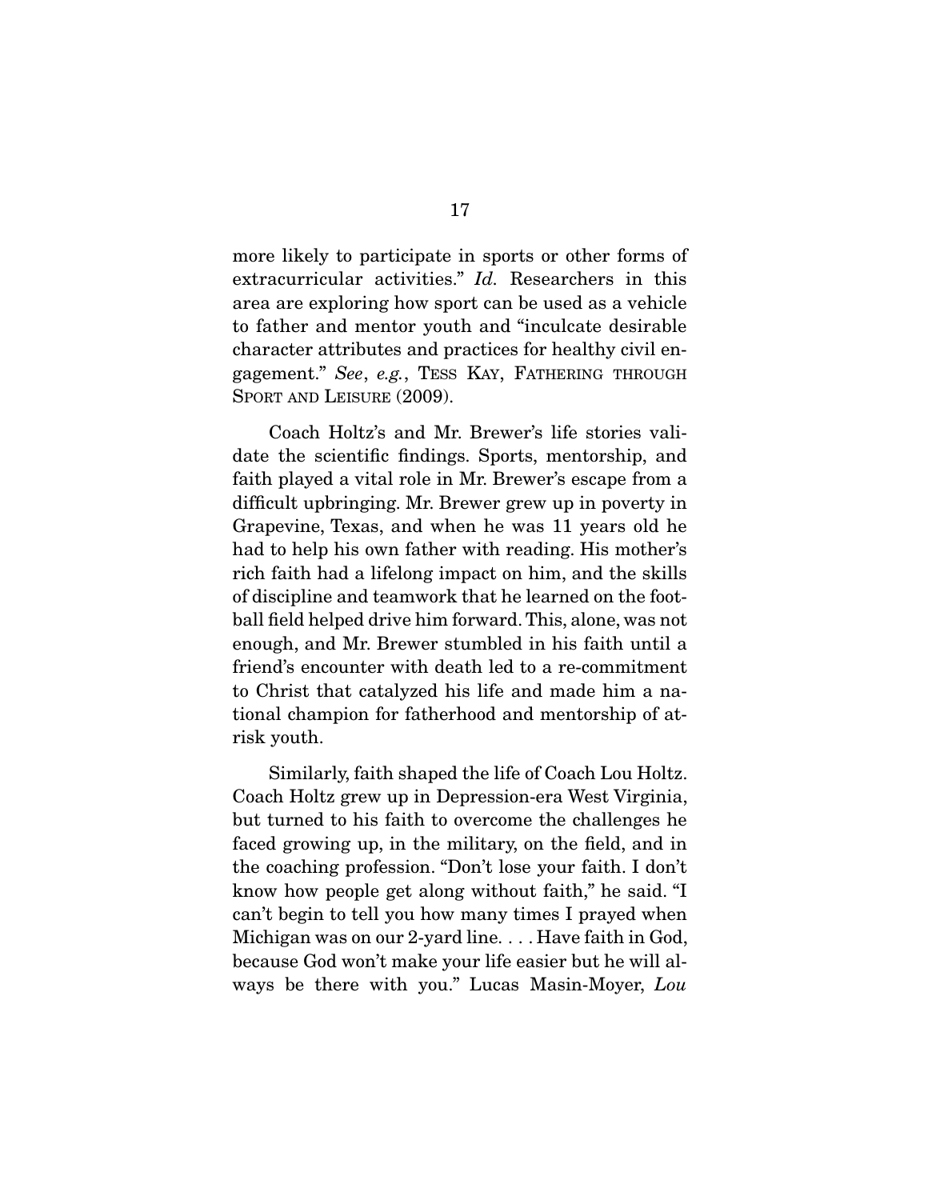more likely to participate in sports or other forms of extracurricular activities." *Id.* Researchers in this area are exploring how sport can be used as a vehicle to father and mentor youth and "inculcate desirable character attributes and practices for healthy civil engagement." *See*, *e.g.*, TESS KAY, FATHERING THROUGH SPORT AND LEISURE (2009).

Coach Holtz's and Mr. Brewer's life stories validate the scientific findings. Sports, mentorship, and faith played a vital role in Mr. Brewer's escape from a difficult upbringing. Mr. Brewer grew up in poverty in Grapevine, Texas, and when he was 11 years old he had to help his own father with reading. His mother's rich faith had a lifelong impact on him, and the skills of discipline and teamwork that he learned on the football field helped drive him forward. This, alone, was not enough, and Mr. Brewer stumbled in his faith until a friend's encounter with death led to a re-commitment to Christ that catalyzed his life and made him a national champion for fatherhood and mentorship of at-risk youth.

Similarly, faith shaped the life of Coach Lou Holtz. Coach Holtz grew up in Depression-era West Virginia, but turned to his faith to overcome the challenges he faced growing up, in the military, on the field, and in the coaching profession. "Don't lose your faith. I don't know how people get along without faith," he said. "I can't begin to tell you how many times I prayed when Michigan was on our 2-yard line. . . . Have faith in God, because God won't make your life easier but he will always be there with you." Lucas Masin-Moyer, *Lou*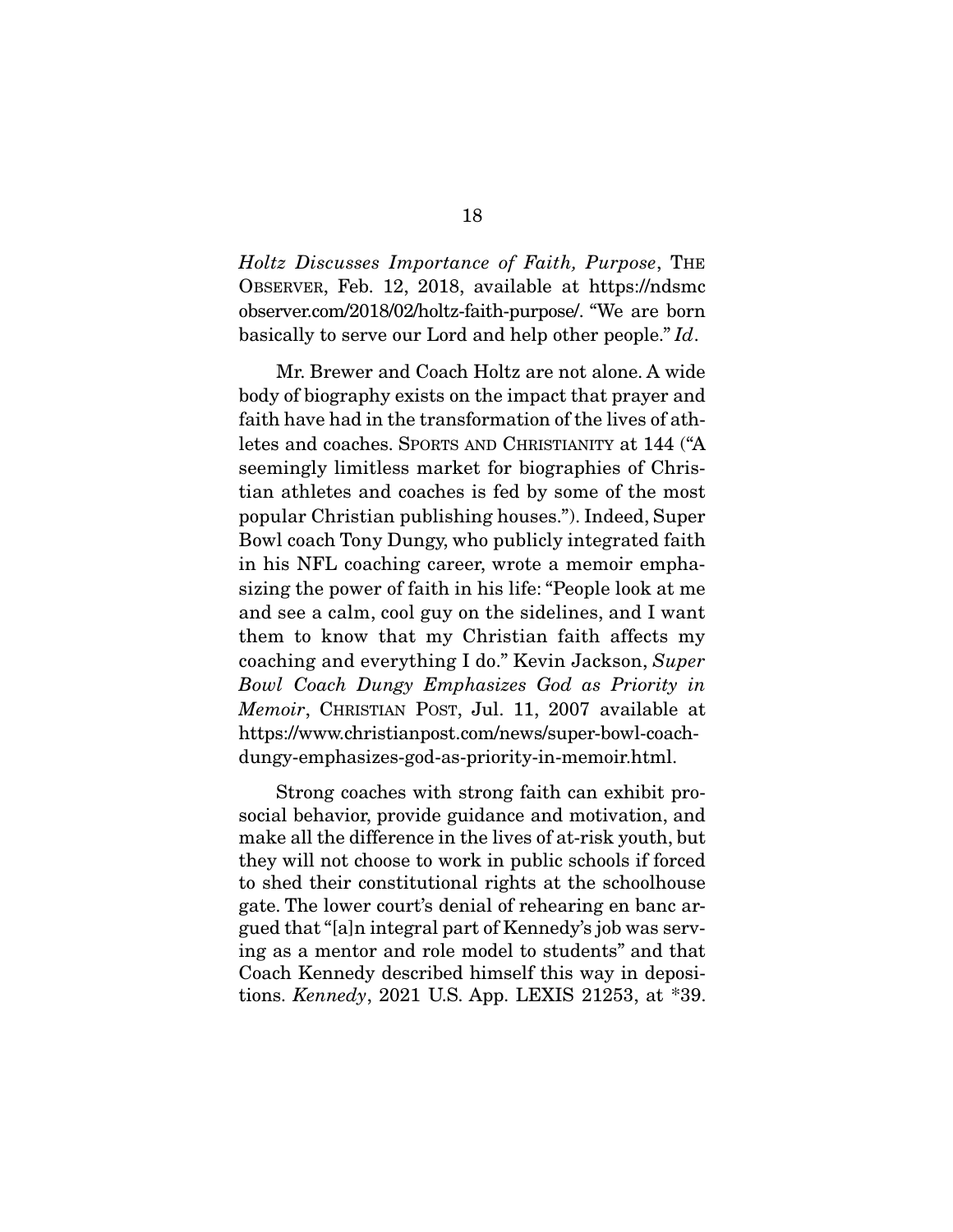*Holtz Discusses Importance of Faith, Purpose*, THE OBSERVER, Feb. 12, 2018, available at https://ndsmcobserver.com/2018/02/holtz-faith-purpose/. "We are born basically to serve our Lord and help other people." *Id*.

Mr. Brewer and Coach Holtz are not alone. A wide body of biography exists on the impact that prayer and faith have had in the transformation of the lives of athletes and coaches. SPORTS AND CHRISTIANITY at 144 ("A seemingly limitless market for biographies of Christian athletes and coaches is fed by some of the most popular Christian publishing houses."). Indeed, Super Bowl coach Tony Dungy, who publicly integrated faith in his NFL coaching career, wrote a memoir emphasizing the power of faith in his life: "People look at me and see a calm, cool guy on the sidelines, and I want them to know that my Christian faith affects my coaching and everything I do." Kevin Jackson, *Super Bowl Coach Dungy Emphasizes God as Priority in Memoir*, CHRISTIAN POST, Jul. 11, 2007 available at https://www.christianpost.com/news/super-bowl-coach-dungy-emphasizes-god-as-priority-in-memoir.html.

Strong coaches with strong faith can exhibit prosocial behavior, provide guidance and motivation, and make all the difference in the lives of at-risk youth, but they will not choose to work in public schools if forced to shed their constitutional rights at the schoolhouse gate. The lower court's denial of rehearing en banc argued that "[a]n integral part of Kennedy's job was serving as a mentor and role model to students" and that Coach Kennedy described himself this way in depositions. *Kennedy*, 2021 U.S. App. LEXIS 21253, at *39.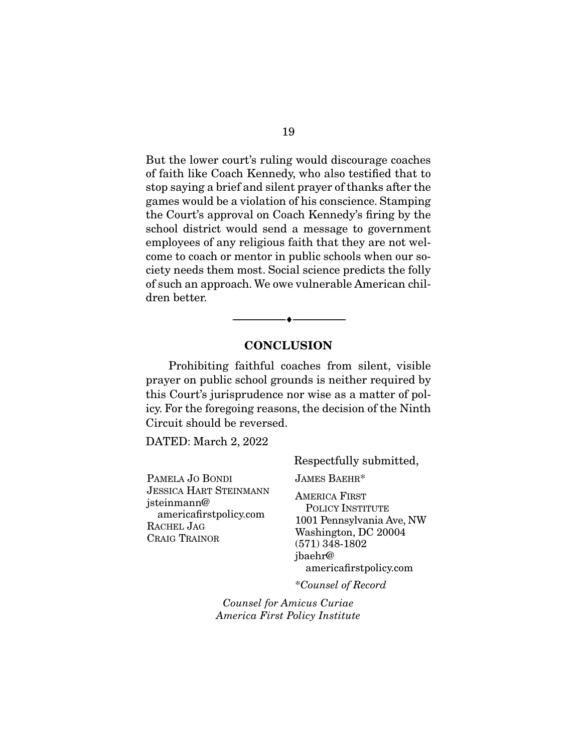But the lower court's ruling would discourage coaches of faith like Coach Kennedy, who also testified that to stop saying a brief and silent prayer of thanks after the games would be a violation of his conscience. Stamping the Court's approval on Coach Kennedy's firing by the school district would send a message to government employees of any religious faith that they are not welcome to coach or mentor in public schools when our society needs them most. Social science predicts the folly of such an approach. We owe vulnerable American children better.

---

## CONCLUSION

Prohibiting faithful coaches from silent, visible prayer on public school grounds is neither required by this Court's jurisprudence nor wise as a matter of policy. For the foregoing reasons, the decision of the Ninth Circuit should be reversed.

DATED: March 2, 2022

Respectfully submitted,

JAMES BAEHR*
AMERICA FIRST POLICY INSTITUTE
1001 Pennsylvania Ave, NW
Washington, DC 20004
(571) 348-1802
jbaehr@americafirstpolicy.com

*\*Counsel of Record*

PAMELA JO BONDI
JESSICA HART STEINMANN
jsteinmann@americafirstpolicy.com
RACHEL JAG
CRAIG TRAINOR

*Counsel for Amicus Curiae America First Policy Institute*